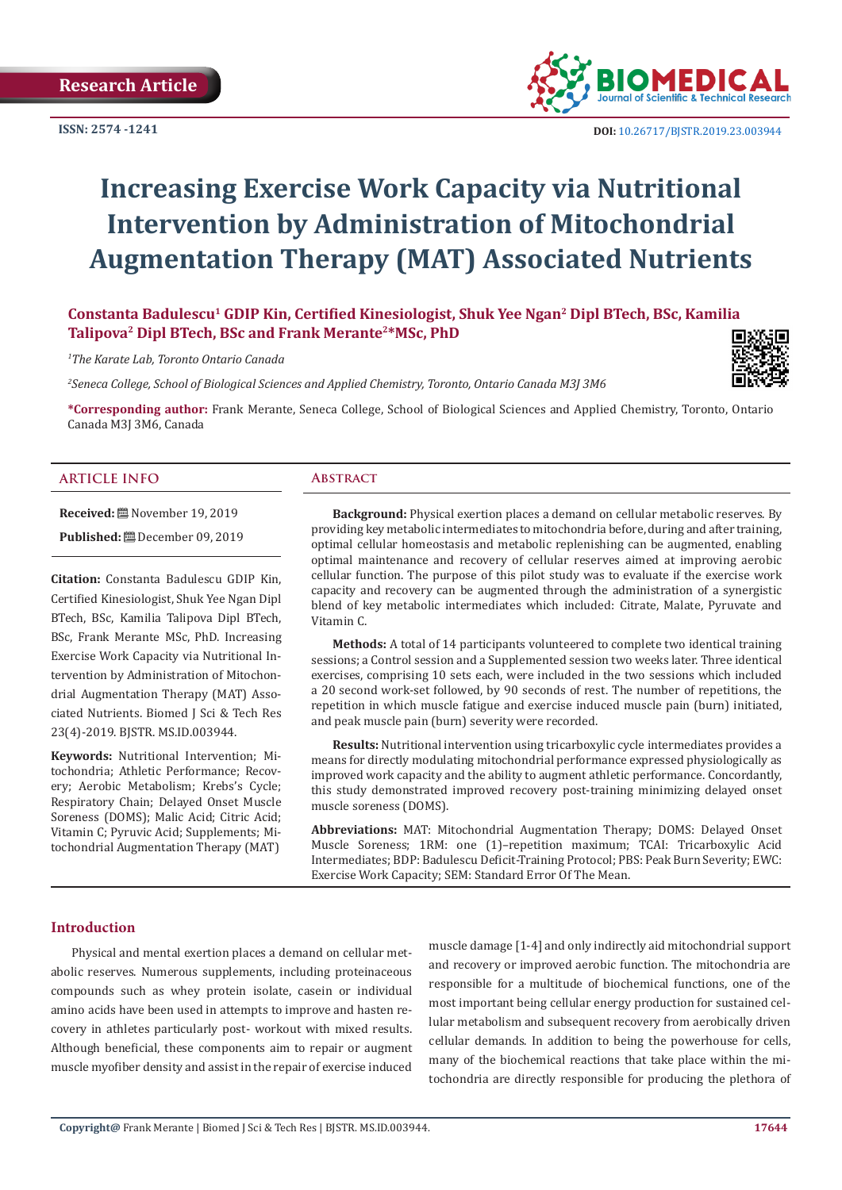Research Article

ISSN: 2574 -1241

DOI: 10.26717/BJSTR.2019.23.003944

# Increasing Exercise Work Capacity via Nutritional Intervention by Administration of Mitochondrial Augmentation Therapy (MAT) Associated Nutrients

**Constanta Badulescu[1] GDIP Kin, Certified Kinesiologist, Shuk Yee Ngan[2] Dipl BTech, BSc, Kamilia Talipova[2] Dipl BTech, BSc and Frank Merante[2]\*MSc, PhD**

*[1]The Karate Lab, Toronto Ontario Canada*

*[2]Seneca College, School of Biological Sciences and Applied Chemistry, Toronto, Ontario Canada M3J 3M6*

**\*Corresponding author:** Frank Merante, Seneca College, School of Biological Sciences and Applied Chemistry, Toronto, Ontario Canada M3J 3M6, Canada

## ARTICLE INFO

**Received:** November 19, 2019

**Published:** December 09, 2019

**Citation:** Constanta Badulescu GDIP Kin, Certified Kinesiologist, Shuk Yee Ngan Dipl BTech, BSc, Kamilia Talipova Dipl BTech, BSc, Frank Merante MSc, PhD. Increasing Exercise Work Capacity via Nutritional Intervention by Administration of Mitochondrial Augmentation Therapy (MAT) Associated Nutrients. Biomed J Sci & Tech Res 23(4)-2019. BJSTR. MS.ID.003944.

**Keywords:** Nutritional Intervention; Mitochondria; Athletic Performance; Recovery; Aerobic Metabolism; Krebs's Cycle; Respiratory Chain; Delayed Onset Muscle Soreness (DOMS); Malic Acid; Citric Acid; Vitamin C; Pyruvic Acid; Supplements; Mitochondrial Augmentation Therapy (MAT)

## Abstract

**Background:** Physical exertion places a demand on cellular metabolic reserves. By providing key metabolic intermediates to mitochondria before, during and after training, optimal cellular homeostasis and metabolic replenishing can be augmented, enabling optimal maintenance and recovery of cellular reserves aimed at improving aerobic cellular function. The purpose of this pilot study was to evaluate if the exercise work capacity and recovery can be augmented through the administration of a synergistic blend of key metabolic intermediates which included: Citrate, Malate, Pyruvate and Vitamin C.

**Methods:** A total of 14 participants volunteered to complete two identical training sessions; a Control session and a Supplemented session two weeks later. Three identical exercises, comprising 10 sets each, were included in the two sessions which included a 20 second work-set followed, by 90 seconds of rest. The number of repetitions, the repetition in which muscle fatigue and exercise induced muscle pain (burn) initiated, and peak muscle pain (burn) severity were recorded.

**Results:** Nutritional intervention using tricarboxylic cycle intermediates provides a means for directly modulating mitochondrial performance expressed physiologically as improved work capacity and the ability to augment athletic performance. Concordantly, this study demonstrated improved recovery post-training minimizing delayed onset muscle soreness (DOMS).

**Abbreviations:** MAT: Mitochondrial Augmentation Therapy; DOMS: Delayed Onset Muscle Soreness; 1RM: one (1)–repetition maximum; TCAI: Tricarboxylic Acid Intermediates; BDP: Badulescu Deficit-Training Protocol; PBS: Peak Burn Severity; EWC: Exercise Work Capacity; SEM: Standard Error Of The Mean.

## Introduction

Physical and mental exertion places a demand on cellular metabolic reserves. Numerous supplements, including proteinaceous compounds such as whey protein isolate, casein or individual amino acids have been used in attempts to improve and hasten recovery in athletes particularly post- workout with mixed results. Although beneficial, these components aim to repair or augment muscle myofiber density and assist in the repair of exercise induced muscle damage [1-4] and only indirectly aid mitochondrial support and recovery or improved aerobic function. The mitochondria are responsible for a multitude of biochemical functions, one of the most important being cellular energy production for sustained cellular metabolism and subsequent recovery from aerobically driven cellular demands. In addition to being the powerhouse for cells, many of the biochemical reactions that take place within the mitochondria are directly responsible for producing the plethora of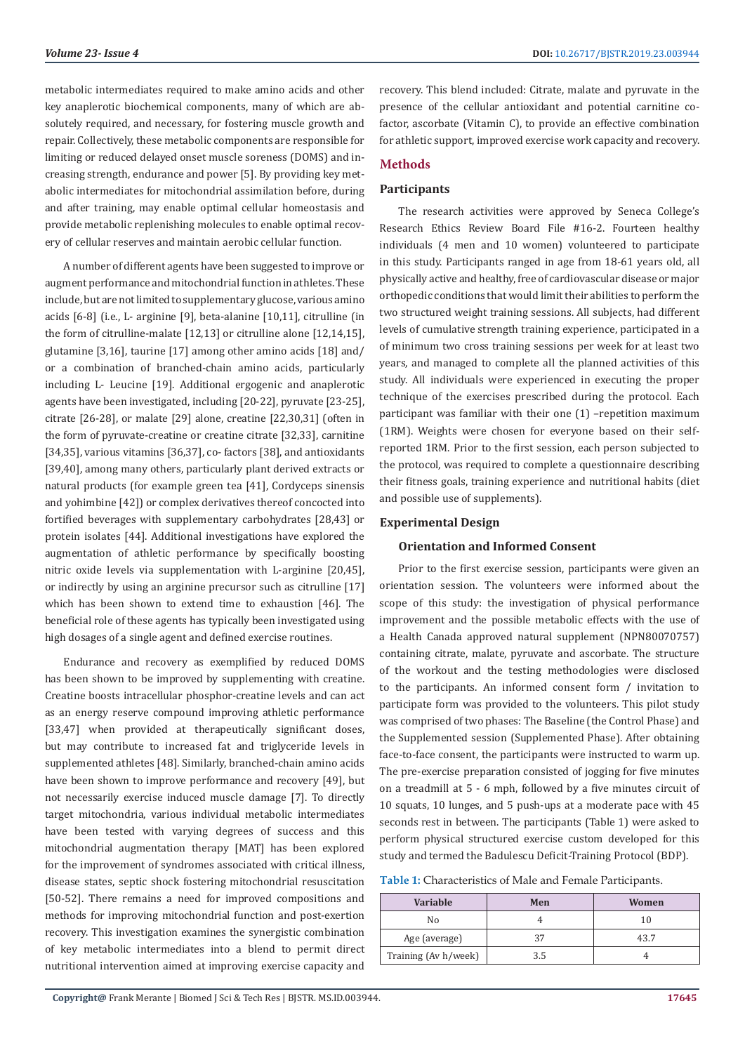metabolic intermediates required to make amino acids and other key anaplerotic biochemical components, many of which are absolutely required, and necessary, for fostering muscle growth and repair. Collectively, these metabolic components are responsible for limiting or reduced delayed onset muscle soreness (DOMS) and increasing strength, endurance and power [5]. By providing key metabolic intermediates for mitochondrial assimilation before, during and after training, may enable optimal cellular homeostasis and provide metabolic replenishing molecules to enable optimal recovery of cellular reserves and maintain aerobic cellular function.

A number of different agents have been suggested to improve or augment performance and mitochondrial function in athletes. These include, but are not limited to supplementary glucose, various amino acids [6-8] (i.e., L- arginine [9], beta-alanine [10,11], citrulline (in the form of citrulline-malate [12,13] or citrulline alone [12,14,15], glutamine [3,16], taurine [17] among other amino acids [18] and/or a combination of branched-chain amino acids, particularly including L- Leucine [19]. Additional ergogenic and anaplerotic agents have been investigated, including [20-22], pyruvate [23-25], citrate [26-28], or malate [29] alone, creatine [22,30,31] (often in the form of pyruvate-creatine or creatine citrate [32,33], carnitine [34,35], various vitamins [36,37], co- factors [38], and antioxidants [39,40], among many others, particularly plant derived extracts or natural products (for example green tea [41], Cordyceps sinensis and yohimbine [42]) or complex derivatives thereof concocted into fortified beverages with supplementary carbohydrates [28,43] or protein isolates [44]. Additional investigations have explored the augmentation of athletic performance by specifically boosting nitric oxide levels via supplementation with L-arginine [20,45], or indirectly by using an arginine precursor such as citrulline [17] which has been shown to extend time to exhaustion [46]. The beneficial role of these agents has typically been investigated using high dosages of a single agent and defined exercise routines.

Endurance and recovery as exemplified by reduced DOMS has been shown to be improved by supplementing with creatine. Creatine boosts intracellular phosphor-creatine levels and can act as an energy reserve compound improving athletic performance [33,47] when provided at therapeutically significant doses, but may contribute to increased fat and triglyceride levels in supplemented athletes [48]. Similarly, branched-chain amino acids have been shown to improve performance and recovery [49], but not necessarily exercise induced muscle damage [7]. To directly target mitochondria, various individual metabolic intermediates have been tested with varying degrees of success and this mitochondrial augmentation therapy [MAT] has been explored for the improvement of syndromes associated with critical illness, disease states, septic shock fostering mitochondrial resuscitation [50-52]. There remains a need for improved compositions and methods for improving mitochondrial function and post-exertion recovery. This investigation examines the synergistic combination of key metabolic intermediates into a blend to permit direct nutritional intervention aimed at improving exercise capacity and recovery. This blend included: Citrate, malate and pyruvate in the presence of the cellular antioxidant and potential carnitine co-factor, ascorbate (Vitamin C), to provide an effective combination for athletic support, improved exercise work capacity and recovery.

## Methods

### Participants

The research activities were approved by Seneca College's Research Ethics Review Board File #16-2. Fourteen healthy individuals (4 men and 10 women) volunteered to participate in this study. Participants ranged in age from 18-61 years old, all physically active and healthy, free of cardiovascular disease or major orthopedic conditions that would limit their abilities to perform the two structured weight training sessions. All subjects, had different levels of cumulative strength training experience, participated in a of minimum two cross training sessions per week for at least two years, and managed to complete all the planned activities of this study. All individuals were experienced in executing the proper technique of the exercises prescribed during the protocol. Each participant was familiar with their one (1) –repetition maximum (1RM). Weights were chosen for everyone based on their self-reported 1RM. Prior to the first session, each person subjected to the protocol, was required to complete a questionnaire describing their fitness goals, training experience and nutritional habits (diet and possible use of supplements).

### Experimental Design

#### Orientation and Informed Consent

Prior to the first exercise session, participants were given an orientation session. The volunteers were informed about the scope of this study: the investigation of physical performance improvement and the possible metabolic effects with the use of a Health Canada approved natural supplement (NPN80070757) containing citrate, malate, pyruvate and ascorbate. The structure of the workout and the testing methodologies were disclosed to the participants. An informed consent form / invitation to participate form was provided to the volunteers. This pilot study was comprised of two phases: The Baseline (the Control Phase) and the Supplemented session (Supplemented Phase). After obtaining face-to-face consent, the participants were instructed to warm up. The pre-exercise preparation consisted of jogging for five minutes on a treadmill at 5 - 6 mph, followed by a five minutes circuit of 10 squats, 10 lunges, and 5 push-ups at a moderate pace with 45 seconds rest in between. The participants (Table 1) were asked to perform physical structured exercise custom developed for this study and termed the Badulescu Deficit-Training Protocol (BDP).

**Table 1:** Characteristics of Male and Female Participants.

| Variable | Men | Women |
|---|---|---|
| No | 4 | 10 |
| Age (average) | 37 | 43.7 |
| Training (Av h/week) | 3.5 | 4 |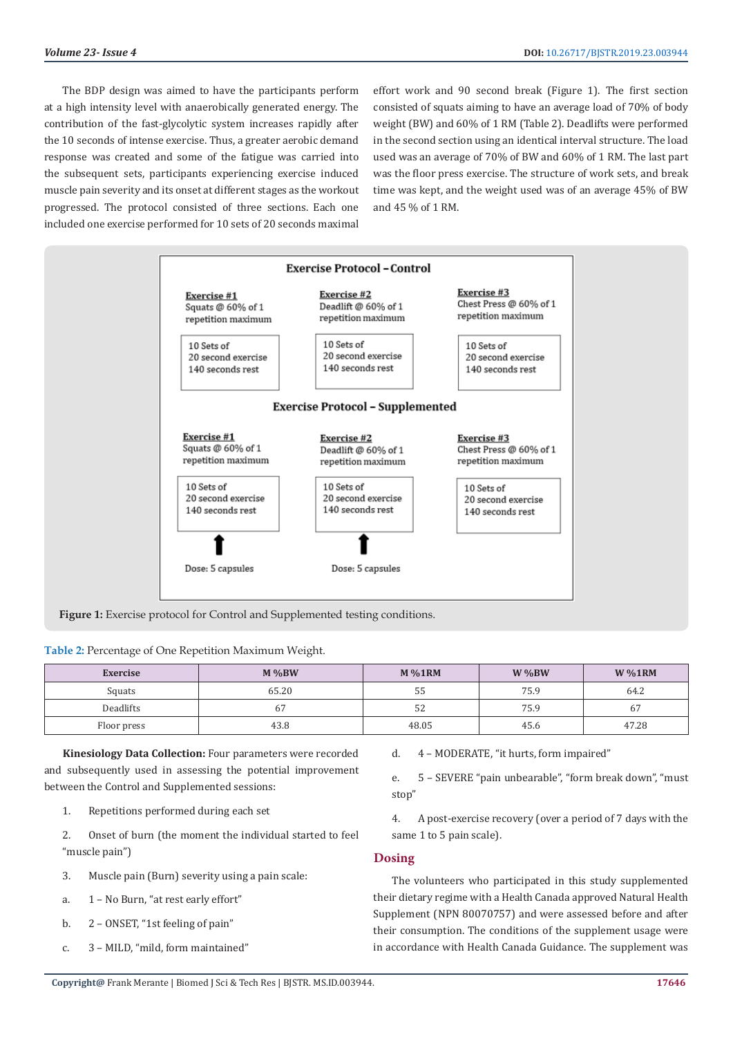The BDP design was aimed to have the participants perform at a high intensity level with anaerobically generated energy. The contribution of the fast-glycolytic system increases rapidly after the 10 seconds of intense exercise. Thus, a greater aerobic demand response was created and some of the fatigue was carried into the subsequent sets, participants experiencing exercise induced muscle pain severity and its onset at different stages as the workout progressed. The protocol consisted of three sections. Each one included one exercise performed for 10 sets of 20 seconds maximal effort work and 90 second break (Figure 1). The first section consisted of squats aiming to have an average load of 70% of body weight (BW) and 60% of 1 RM (Table 2). Deadlifts were performed in the second section using an identical interval structure. The load used was an average of 70% of BW and 60% of 1 RM. The last part was the floor press exercise. The structure of work sets, and break time was kept, and the weight used was of an average 45% of BW and 45 % of 1 RM.

**Exercise Protocol – Control**

| Exercise #1 | Exercise #2 | Exercise #3 |
|---|---|---|
| Squats @ 60% of 1 repetition maximum | Deadlift @ 60% of 1 repetition maximum | Chest Press @ 60% of 1 repetition maximum |
| 10 Sets of 20 second exercise 140 seconds rest | 10 Sets of 20 second exercise 140 seconds rest | 10 Sets of 20 second exercise 140 seconds rest |

**Exercise Protocol – Supplemented**

| Exercise #1 | Exercise #2 | Exercise #3 |
|---|---|---|
| Squats @ 60% of 1 repetition maximum | Deadlift @ 60% of 1 repetition maximum | Chest Press @ 60% of 1 repetition maximum |
| 10 Sets of 20 second exercise 140 seconds rest | 10 Sets of 20 second exercise 140 seconds rest | 10 Sets of 20 second exercise 140 seconds rest |
| ↑ Dose: 5 capsules | ↑ Dose: 5 capsules | |

**Figure 1:** Exercise protocol for Control and Supplemented testing conditions.

**Table 2:** Percentage of One Repetition Maximum Weight.

| Exercise | M %BW | M %1RM | W %BW | W %1RM |
|---|---|---|---|---|
| Squats | 65.20 | 55 | 75.9 | 64.2 |
| Deadlifts | 67 | 52 | 75.9 | 67 |
| Floor press | 43.8 | 48.05 | 45.6 | 47.28 |

**Kinesiology Data Collection:** Four parameters were recorded and subsequently used in assessing the potential improvement between the Control and Supplemented sessions:

1. Repetitions performed during each set
2. Onset of burn (the moment the individual started to feel "muscle pain")
3. Muscle pain (Burn) severity using a pain scale:
   a. 1 – No Burn, "at rest early effort"
   b. 2 – ONSET, "1st feeling of pain"
   c. 3 – MILD, "mild, form maintained"
   d. 4 – MODERATE, "it hurts, form impaired"
   e. 5 – SEVERE "pain unbearable", "form break down", "must stop"
4. A post-exercise recovery (over a period of 7 days with the same 1 to 5 pain scale).

## Dosing

The volunteers who participated in this study supplemented their dietary regime with a Health Canada approved Natural Health Supplement (NPN 80070757) and were assessed before and after their consumption. The conditions of the supplement usage were in accordance with Health Canada Guidance. The supplement was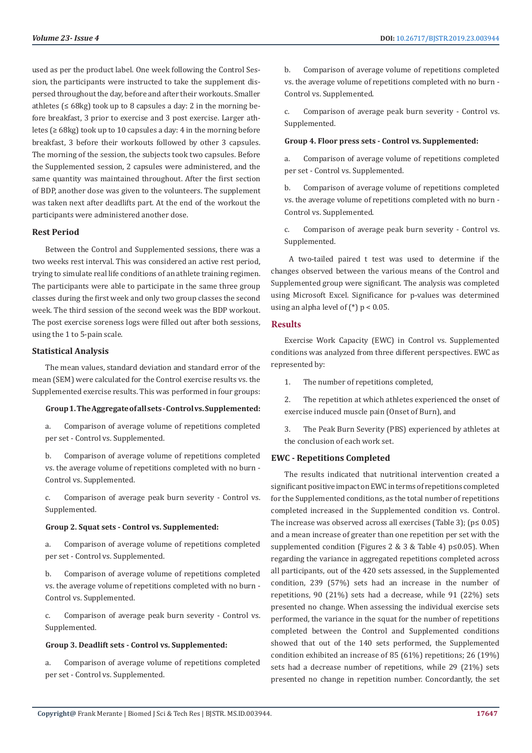used as per the product label. One week following the Control Session, the participants were instructed to take the supplement dispersed throughout the day, before and after their workouts. Smaller athletes (≤ 68kg) took up to 8 capsules a day: 2 in the morning before breakfast, 3 prior to exercise and 3 post exercise. Larger athletes (≥ 68kg) took up to 10 capsules a day: 4 in the morning before breakfast, 3 before their workouts followed by other 3 capsules. The morning of the session, the subjects took two capsules. Before the Supplemented session, 2 capsules were administered, and the same quantity was maintained throughout. After the first section of BDP, another dose was given to the volunteers. The supplement was taken next after deadlifts part. At the end of the workout the participants were administered another dose.

### Rest Period

Between the Control and Supplemented sessions, there was a two weeks rest interval. This was considered an active rest period, trying to simulate real life conditions of an athlete training regimen. The participants were able to participate in the same three group classes during the first week and only two group classes the second week. The third session of the second week was the BDP workout. The post exercise soreness logs were filled out after both sessions, using the 1 to 5-pain scale.

### Statistical Analysis

The mean values, standard deviation and standard error of the mean (SEM) were calculated for the Control exercise results vs. the Supplemented exercise results. This was performed in four groups:

**Group 1. The Aggregate of all sets - Control vs. Supplemented:**

a. Comparison of average volume of repetitions completed per set - Control vs. Supplemented.

b. Comparison of average volume of repetitions completed vs. the average volume of repetitions completed with no burn - Control vs. Supplemented.

c. Comparison of average peak burn severity - Control vs. Supplemented.

**Group 2. Squat sets - Control vs. Supplemented:**

a. Comparison of average volume of repetitions completed per set - Control vs. Supplemented.

b. Comparison of average volume of repetitions completed vs. the average volume of repetitions completed with no burn - Control vs. Supplemented.

c. Comparison of average peak burn severity - Control vs. Supplemented.

**Group 3. Deadlift sets - Control vs. Supplemented:**

a. Comparison of average volume of repetitions completed per set - Control vs. Supplemented.

b. Comparison of average volume of repetitions completed vs. the average volume of repetitions completed with no burn - Control vs. Supplemented.

c. Comparison of average peak burn severity - Control vs. Supplemented.

**Group 4. Floor press sets - Control vs. Supplemented:**

a. Comparison of average volume of repetitions completed per set - Control vs. Supplemented.

b. Comparison of average volume of repetitions completed vs. the average volume of repetitions completed with no burn - Control vs. Supplemented.

c. Comparison of average peak burn severity - Control vs. Supplemented.

A two-tailed paired t test was used to determine if the changes observed between the various means of the Control and Supplemented group were significant. The analysis was completed using Microsoft Excel. Significance for p-values was determined using an alpha level of (*) $p < 0.05$.

## Results

Exercise Work Capacity (EWC) in Control vs. Supplemented conditions was analyzed from three different perspectives. EWC as represented by:

1. The number of repetitions completed,
2. The repetition at which athletes experienced the onset of exercise induced muscle pain (Onset of Burn), and
3. The Peak Burn Severity (PBS) experienced by athletes at the conclusion of each work set.

### EWC - Repetitions Completed

The results indicated that nutritional intervention created a significant positive impact on EWC in terms of repetitions completed for the Supplemented conditions, as the total number of repetitions completed increased in the Supplemented condition vs. Control. The increase was observed across all exercises (Table 3); ($p \leq 0.05$) and a mean increase of greater than one repetition per set with the supplemented condition (Figures 2 & 3 & Table 4) $p \leq 0.05$). When regarding the variance in aggregated repetitions completed across all participants, out of the 420 sets assessed, in the Supplemented condition, 239 (57%) sets had an increase in the number of repetitions, 90 (21%) sets had a decrease, while 91 (22%) sets presented no change. When assessing the individual exercise sets performed, the variance in the squat for the number of repetitions completed between the Control and Supplemented conditions showed that out of the 140 sets performed, the Supplemented condition exhibited an increase of 85 (61%) repetitions; 26 (19%) sets had a decrease number of repetitions, while 29 (21%) sets presented no change in repetition number. Concordantly, the set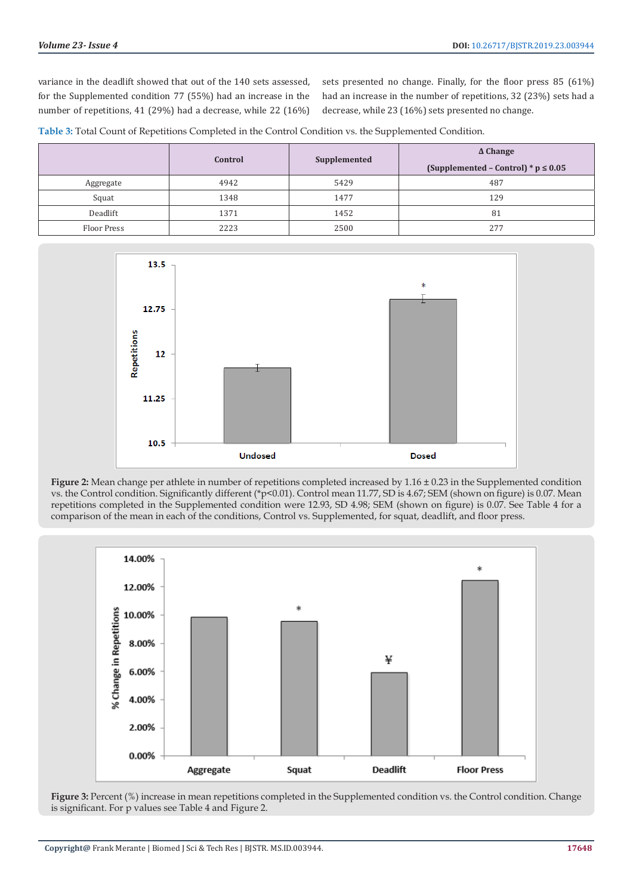variance in the deadlift showed that out of the 140 sets assessed, for the Supplemented condition 77 (55%) had an increase in the number of repetitions, 41 (29%) had a decrease, while 22 (16%) sets presented no change. Finally, for the floor press 85 (61%) had an increase in the number of repetitions, 32 (23%) sets had a decrease, while 23 (16%) sets presented no change.

**Table 3:** Total Count of Repetitions Completed in the Control Condition vs. the Supplemented Condition.

| | Control | Supplemented | Δ Change (Supplemented – Control) * p ≤ 0.05 |
|---|---|---|---|
| Aggregate | 4942 | 5429 | 487 |
| Squat | 1348 | 1477 | 129 |
| Deadlift | 1371 | 1452 | 81 |
| Floor Press | 2223 | 2500 | 277 |

**Figure 2:** Mean change per athlete in number of repetitions completed increased by 1.16 ± 0.23 in the Supplemented condition vs. the Control condition. Significantly different (*p<0.01). Control mean 11.77, SD is 4.67; SEM (shown on figure) is 0.07. Mean repetitions completed in the Supplemented condition were 12.93, SD 4.98; SEM (shown on figure) is 0.07. See Table 4 for a comparison of the mean in each of the conditions, Control vs. Supplemented, for squat, deadlift, and floor press.

**Figure 3:** Percent (%) increase in mean repetitions completed in the Supplemented condition vs. the Control condition. Change is significant. For p values see Table 4 and Figure 2.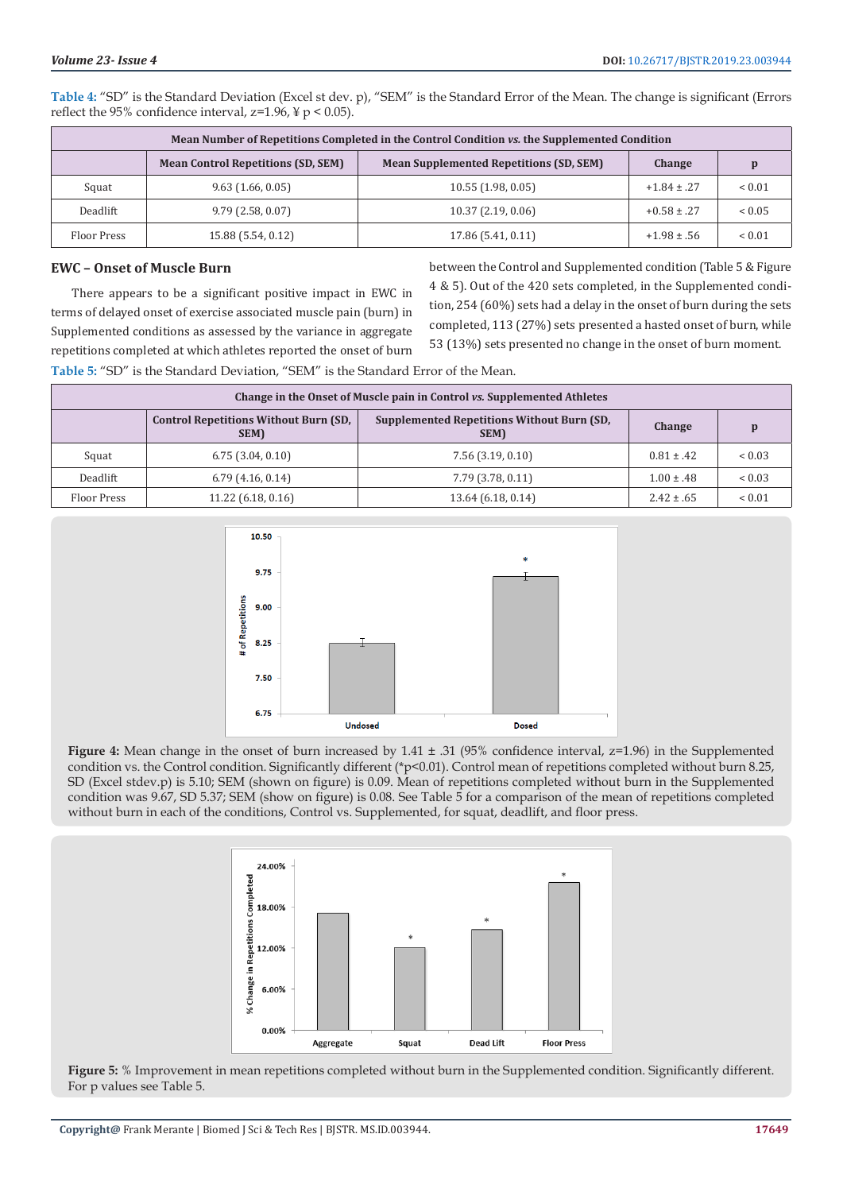**Table 4:** "SD" is the Standard Deviation (Excel st dev. p), "SEM" is the Standard Error of the Mean. The change is significant (Errors reflect the 95% confidence interval, z=1.96, ¥ p < 0.05).

| Mean Number of Repetitions Completed in the Control Condition *vs.* the Supplemented Condition | | | | |
|---|---|---|---|---|
| | **Mean Control Repetitions (SD, SEM)** | **Mean Supplemented Repetitions (SD, SEM)** | **Change** | **p** |
| Squat | 9.63 (1.66, 0.05) | 10.55 (1.98, 0.05) | +1.84 ± .27 | < 0.01 |
| Deadlift | 9.79 (2.58, 0.07) | 10.37 (2.19, 0.06) | +0.58 ± .27 | < 0.05 |
| Floor Press | 15.88 (5.54, 0.12) | 17.86 (5.41, 0.11) | +1.98 ± .56 | < 0.01 |

## EWC – Onset of Muscle Burn

There appears to be a significant positive impact in EWC in terms of delayed onset of exercise associated muscle pain (burn) in Supplemented conditions as assessed by the variance in aggregate repetitions completed at which athletes reported the onset of burn between the Control and Supplemented condition (Table 5 & Figure 4 & 5). Out of the 420 sets completed, in the Supplemented condition, 254 (60%) sets had a delay in the onset of burn during the sets completed, 113 (27%) sets presented a hasted onset of burn, while 53 (13%) sets presented no change in the onset of burn moment.

**Table 5:** "SD" is the Standard Deviation, "SEM" is the Standard Error of the Mean.

| Change in the Onset of Muscle pain in Control *vs.* Supplemented Athletes | | | | |
|---|---|---|---|---|
| | **Control Repetitions Without Burn (SD, SEM)** | **Supplemented Repetitions Without Burn (SD, SEM)** | **Change** | **p** |
| Squat | 6.75 (3.04, 0.10) | 7.56 (3.19, 0.10) | 0.81 ± .42 | < 0.03 |
| Deadlift | 6.79 (4.16, 0.14) | 7.79 (3.78, 0.11) | 1.00 ± .48 | < 0.03 |
| Floor Press | 11.22 (6.18, 0.16) | 13.64 (6.18, 0.14) | 2.42 ± .65 | < 0.01 |

**Figure 4:** Mean change in the onset of burn increased by 1.41 ± .31 (95% confidence interval, z=1.96) in the Supplemented condition vs. the Control condition. Significantly different (*p<0.01). Control mean of repetitions completed without burn 8.25, SD (Excel stdev.p) is 5.10; SEM (shown on figure) is 0.09. Mean of repetitions completed without burn in the Supplemented condition was 9.67, SD 5.37; SEM (show on figure) is 0.08. See Table 5 for a comparison of the mean of repetitions completed without burn in each of the conditions, Control vs. Supplemented, for squat, deadlift, and floor press.

**Figure 5:** % Improvement in mean repetitions completed without burn in the Supplemented condition. Significantly different. For p values see Table 5.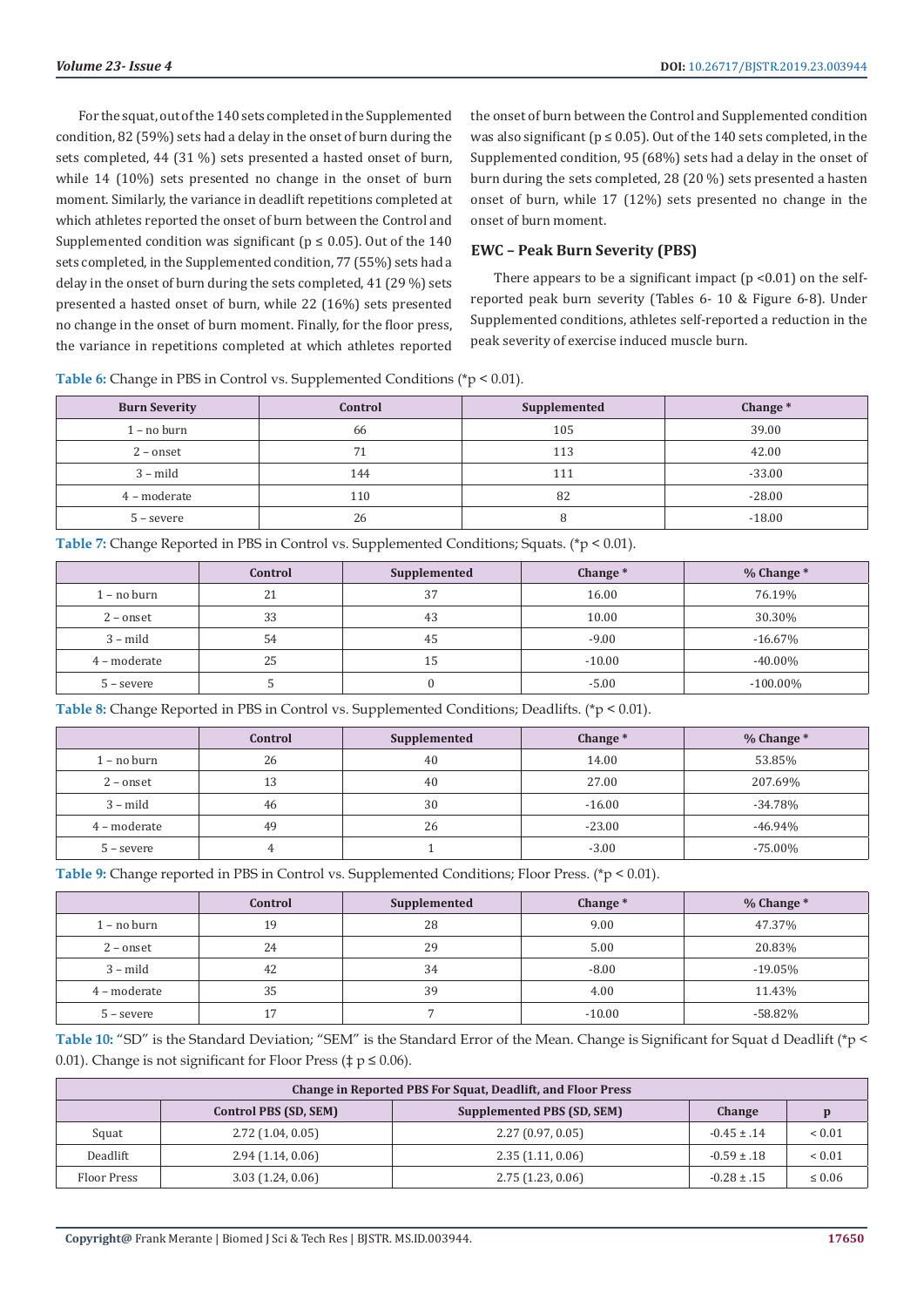For the squat, out of the 140 sets completed in the Supplemented condition, 82 (59%) sets had a delay in the onset of burn during the sets completed, 44 (31 %) sets presented a hasted onset of burn, while 14 (10%) sets presented no change in the onset of burn moment. Similarly, the variance in deadlift repetitions completed at which athletes reported the onset of burn between the Control and Supplemented condition was significant ($p \leq 0.05$). Out of the 140 sets completed, in the Supplemented condition, 77 (55%) sets had a delay in the onset of burn during the sets completed, 41 (29 %) sets presented a hasted onset of burn, while 22 (16%) sets presented no change in the onset of burn moment. Finally, for the floor press, the variance in repetitions completed at which athletes reported the onset of burn between the Control and Supplemented condition was also significant ($p \leq 0.05$). Out of the 140 sets completed, in the Supplemented condition, 95 (68%) sets had a delay in the onset of burn during the sets completed, 28 (20 %) sets presented a hasten onset of burn, while 17 (12%) sets presented no change in the onset of burn moment.

## EWC – Peak Burn Severity (PBS)

There appears to be a significant impact ($p < 0.01$) on the self-reported peak burn severity (Tables 6- 10 & Figure 6-8). Under Supplemented conditions, athletes self-reported a reduction in the peak severity of exercise induced muscle burn.

**Table 6:** Change in PBS in Control vs. Supplemented Conditions (*p < 0.01).

| Burn Severity | Control | Supplemented | Change * |
|---|---|---|---|
| 1 – no burn | 66 | 105 | 39.00 |
| 2 – onset | 71 | 113 | 42.00 |
| 3 – mild | 144 | 111 | -33.00 |
| 4 – moderate | 110 | 82 | -28.00 |
| 5 – severe | 26 | 8 | -18.00 |

**Table 7:** Change Reported in PBS in Control vs. Supplemented Conditions; Squats. (*p < 0.01).

| | Control | Supplemented | Change * | % Change * |
|---|---|---|---|---|
| 1 – no burn | 21 | 37 | 16.00 | 76.19% |
| 2 – onset | 33 | 43 | 10.00 | 30.30% |
| 3 – mild | 54 | 45 | -9.00 | -16.67% |
| 4 – moderate | 25 | 15 | -10.00 | -40.00% |
| 5 – severe | 5 | 0 | -5.00 | -100.00% |

**Table 8:** Change Reported in PBS in Control vs. Supplemented Conditions; Deadlifts. (*p < 0.01).

| | Control | Supplemented | Change * | % Change * |
|---|---|---|---|---|
| 1 – no burn | 26 | 40 | 14.00 | 53.85% |
| 2 – onset | 13 | 40 | 27.00 | 207.69% |
| 3 – mild | 46 | 30 | -16.00 | -34.78% |
| 4 – moderate | 49 | 26 | -23.00 | -46.94% |
| 5 – severe | 4 | 1 | -3.00 | -75.00% |

**Table 9:** Change reported in PBS in Control vs. Supplemented Conditions; Floor Press. (*p < 0.01).

| | Control | Supplemented | Change * | % Change * |
|---|---|---|---|---|
| 1 – no burn | 19 | 28 | 9.00 | 47.37% |
| 2 – onset | 24 | 29 | 5.00 | 20.83% |
| 3 – mild | 42 | 34 | -8.00 | -19.05% |
| 4 – moderate | 35 | 39 | 4.00 | 11.43% |
| 5 – severe | 17 | 7 | -10.00 | -58.82% |

**Table 10:** "SD" is the Standard Deviation; "SEM" is the Standard Error of the Mean. Change is Significant for Squat d Deadlift (*p < 0.01). Change is not significant for Floor Press (‡ p ≤ 0.06).

| Change in Reported PBS For Squat, Deadlift, and Floor Press | | | | |
|---|---|---|---|---|
| | Control PBS (SD, SEM) | Supplemented PBS (SD, SEM) | Change | p |
| Squat | 2.72 (1.04, 0.05) | 2.27 (0.97, 0.05) | -0.45 ± .14 | < 0.01 |
| Deadlift | 2.94 (1.14, 0.06) | 2.35 (1.11, 0.06) | -0.59 ± .18 | < 0.01 |
| Floor Press | 3.03 (1.24, 0.06) | 2.75 (1.23, 0.06) | -0.28 ± .15 | ≤ 0.06 |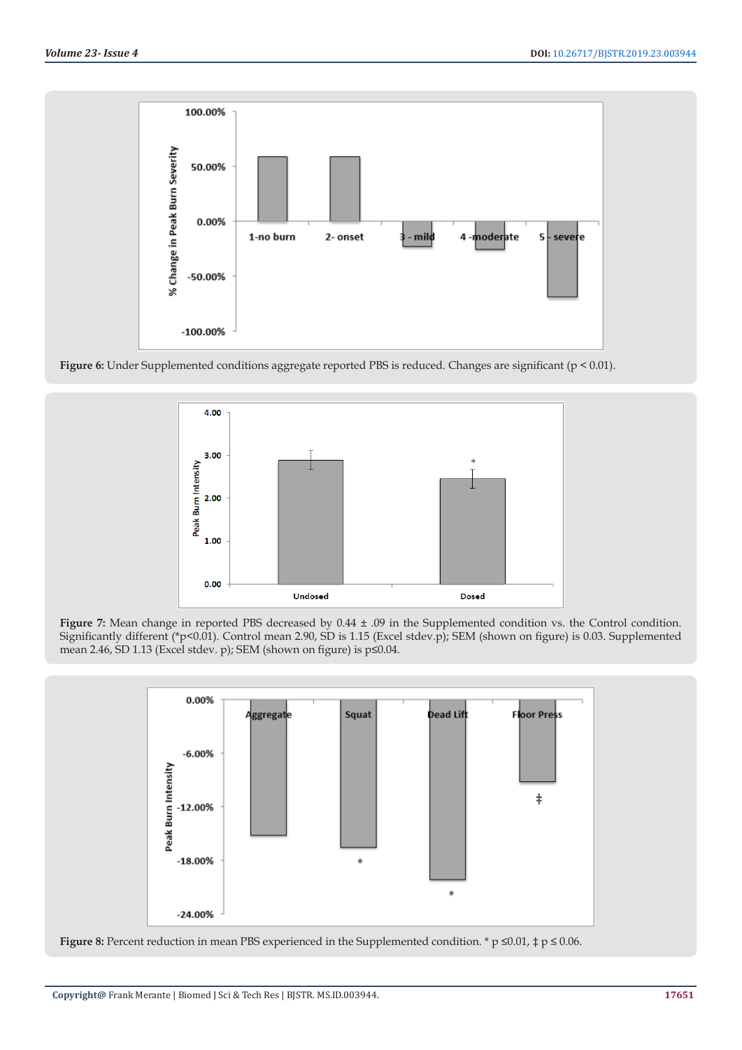**Figure 6:** Under Supplemented conditions aggregate reported PBS is reduced. Changes are significant (p < 0.01).

**Figure 7:** Mean change in reported PBS decreased by 0.44 ± .09 in the Supplemented condition vs. the Control condition. Significantly different (*p<0.01). Control mean 2.90, SD is 1.15 (Excel stdev.p); SEM (shown on figure) is 0.03. Supplemented mean 2.46, SD 1.13 (Excel stdev. p); SEM (shown on figure) is p≤0.04.

**Figure 8:** Percent reduction in mean PBS experienced in the Supplemented condition. * p ≤0.01, ‡ p ≤ 0.06.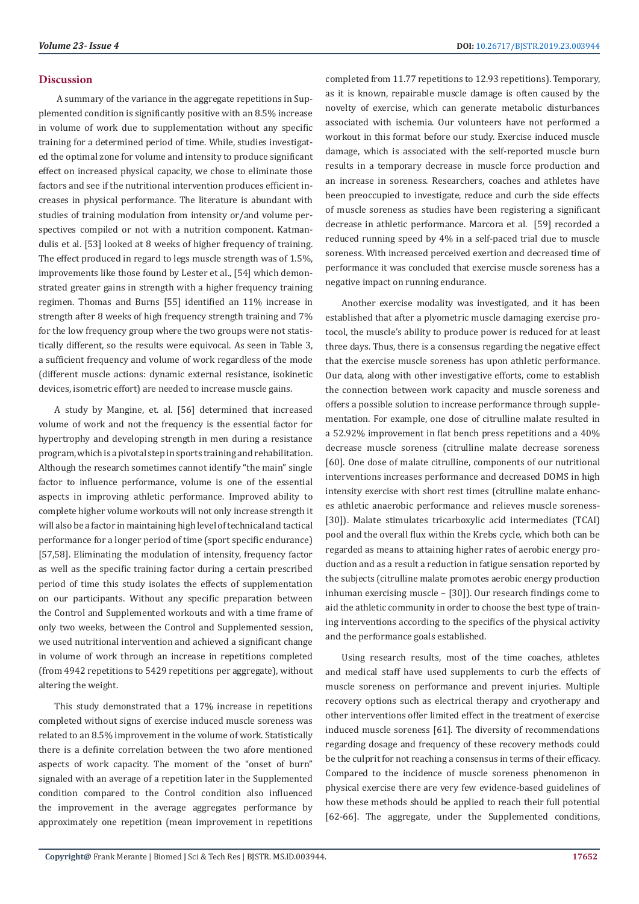## Discussion

A summary of the variance in the aggregate repetitions in Supplemented condition is significantly positive with an 8.5% increase in volume of work due to supplementation without any specific training for a determined period of time. While, studies investigated the optimal zone for volume and intensity to produce significant effect on increased physical capacity, we chose to eliminate those factors and see if the nutritional intervention produces efficient increases in physical performance. The literature is abundant with studies of training modulation from intensity or/and volume perspectives compiled or not with a nutrition component. Katmandulis et al. [53] looked at 8 weeks of higher frequency of training. The effect produced in regard to legs muscle strength was of 1.5%, improvements like those found by Lester et al., [54] which demonstrated greater gains in strength with a higher frequency training regimen. Thomas and Burns [55] identified an 11% increase in strength after 8 weeks of high frequency strength training and 7% for the low frequency group where the two groups were not statistically different, so the results were equivocal. As seen in Table 3, a sufficient frequency and volume of work regardless of the mode (different muscle actions: dynamic external resistance, isokinetic devices, isometric effort) are needed to increase muscle gains.

A study by Mangine, et. al. [56] determined that increased volume of work and not the frequency is the essential factor for hypertrophy and developing strength in men during a resistance program, which is a pivotal step in sports training and rehabilitation. Although the research sometimes cannot identify "the main" single factor to influence performance, volume is one of the essential aspects in improving athletic performance. Improved ability to complete higher volume workouts will not only increase strength it will also be a factor in maintaining high level of technical and tactical performance for a longer period of time (sport specific endurance) [57,58]. Eliminating the modulation of intensity, frequency factor as well as the specific training factor during a certain prescribed period of time this study isolates the effects of supplementation on our participants. Without any specific preparation between the Control and Supplemented workouts and with a time frame of only two weeks, between the Control and Supplemented session, we used nutritional intervention and achieved a significant change in volume of work through an increase in repetitions completed (from 4942 repetitions to 5429 repetitions per aggregate), without altering the weight.

This study demonstrated that a 17% increase in repetitions completed without signs of exercise induced muscle soreness was related to an 8.5% improvement in the volume of work. Statistically there is a definite correlation between the two afore mentioned aspects of work capacity. The moment of the "onset of burn" signaled with an average of a repetition later in the Supplemented condition compared to the Control condition also influenced the improvement in the average aggregates performance by approximately one repetition (mean improvement in repetitions completed from 11.77 repetitions to 12.93 repetitions). Temporary, as it is known, repairable muscle damage is often caused by the novelty of exercise, which can generate metabolic disturbances associated with ischemia. Our volunteers have not performed a workout in this format before our study. Exercise induced muscle damage, which is associated with the self-reported muscle burn results in a temporary decrease in muscle force production and an increase in soreness. Researchers, coaches and athletes have been preoccupied to investigate, reduce and curb the side effects of muscle soreness as studies have been registering a significant decrease in athletic performance. Marcora et al. [59] recorded a reduced running speed by 4% in a self-paced trial due to muscle soreness. With increased perceived exertion and decreased time of performance it was concluded that exercise muscle soreness has a negative impact on running endurance.

Another exercise modality was investigated, and it has been established that after a plyometric muscle damaging exercise protocol, the muscle's ability to produce power is reduced for at least three days. Thus, there is a consensus regarding the negative effect that the exercise muscle soreness has upon athletic performance. Our data, along with other investigative efforts, come to establish the connection between work capacity and muscle soreness and offers a possible solution to increase performance through supplementation. For example, one dose of citrulline malate resulted in a 52.92% improvement in flat bench press repetitions and a 40% decrease muscle soreness (citrulline malate decrease soreness [60]. One dose of malate citrulline, components of our nutritional interventions increases performance and decreased DOMS in high intensity exercise with short rest times (citrulline malate enhances athletic anaerobic performance and relieves muscle soreness- [30]). Malate stimulates tricarboxylic acid intermediates (TCAI) pool and the overall flux within the Krebs cycle, which both can be regarded as means to attaining higher rates of aerobic energy production and as a result a reduction in fatigue sensation reported by the subjects (citrulline malate promotes aerobic energy production inhuman exercising muscle – [30]). Our research findings come to aid the athletic community in order to choose the best type of training interventions according to the specifics of the physical activity and the performance goals established.

Using research results, most of the time coaches, athletes and medical staff have used supplements to curb the effects of muscle soreness on performance and prevent injuries. Multiple recovery options such as electrical therapy and cryotherapy and other interventions offer limited effect in the treatment of exercise induced muscle soreness [61]. The diversity of recommendations regarding dosage and frequency of these recovery methods could be the culprit for not reaching a consensus in terms of their efficacy. Compared to the incidence of muscle soreness phenomenon in physical exercise there are very few evidence-based guidelines of how these methods should be applied to reach their full potential [62-66]. The aggregate, under the Supplemented conditions,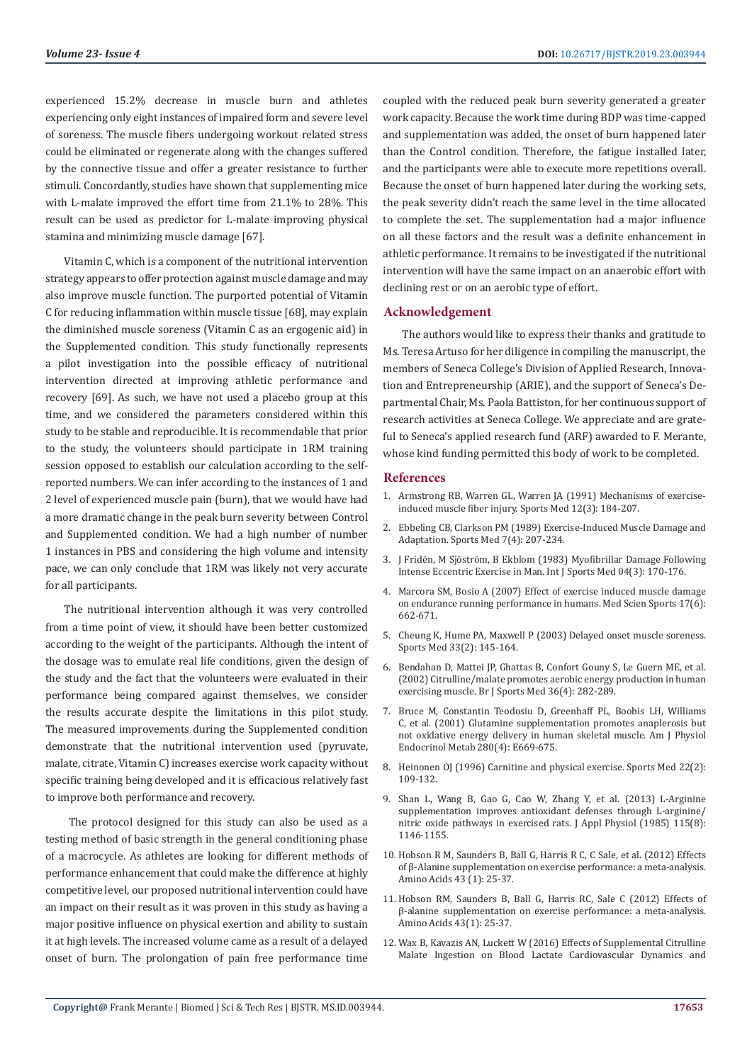experienced 15.2% decrease in muscle burn and athletes experiencing only eight instances of impaired form and severe level of soreness. The muscle fibers undergoing workout related stress could be eliminated or regenerate along with the changes suffered by the connective tissue and offer a greater resistance to further stimuli. Concordantly, studies have shown that supplementing mice with L-malate improved the effort time from 21.1% to 28%. This result can be used as predictor for L-malate improving physical stamina and minimizing muscle damage [67].

Vitamin C, which is a component of the nutritional intervention strategy appears to offer protection against muscle damage and may also improve muscle function. The purported potential of Vitamin C for reducing inflammation within muscle tissue [68], may explain the diminished muscle soreness (Vitamin C as an ergogenic aid) in the Supplemented condition. This study functionally represents a pilot investigation into the possible efficacy of nutritional intervention directed at improving athletic performance and recovery [69]. As such, we have not used a placebo group at this time, and we considered the parameters considered within this study to be stable and reproducible. It is recommendable that prior to the study, the volunteers should participate in 1RM training session opposed to establish our calculation according to the self-reported numbers. We can infer according to the instances of 1 and 2 level of experienced muscle pain (burn), that we would have had a more dramatic change in the peak burn severity between Control and Supplemented condition. We had a high number of number 1 instances in PBS and considering the high volume and intensity pace, we can only conclude that 1RM was likely not very accurate for all participants.

The nutritional intervention although it was very controlled from a time point of view, it should have been better customized according to the weight of the participants. Although the intent of the dosage was to emulate real life conditions, given the design of the study and the fact that the volunteers were evaluated in their performance being compared against themselves, we consider the results accurate despite the limitations in this pilot study. The measured improvements during the Supplemented condition demonstrate that the nutritional intervention used (pyruvate, malate, citrate, Vitamin C) increases exercise work capacity without specific training being developed and it is efficacious relatively fast to improve both performance and recovery.

The protocol designed for this study can also be used as a testing method of basic strength in the general conditioning phase of a macrocycle. As athletes are looking for different methods of performance enhancement that could make the difference at highly competitive level, our proposed nutritional intervention could have an impact on their result as it was proven in this study as having a major positive influence on physical exertion and ability to sustain it at high levels. The increased volume came as a result of a delayed onset of burn. The prolongation of pain free performance time coupled with the reduced peak burn severity generated a greater work capacity. Because the work time during BDP was time-capped and supplementation was added, the onset of burn happened later than the Control condition. Therefore, the fatigue installed later, and the participants were able to execute more repetitions overall. Because the onset of burn happened later during the working sets, the peak severity didn't reach the same level in the time allocated to complete the set. The supplementation had a major influence on all these factors and the result was a definite enhancement in athletic performance. It remains to be investigated if the nutritional intervention will have the same impact on an anaerobic effort with declining rest or on an aerobic type of effort.

## Acknowledgement

The authors would like to express their thanks and gratitude to Ms. Teresa Artuso for her diligence in compiling the manuscript, the members of Seneca College's Division of Applied Research, Innovation and Entrepreneurship (ARIE), and the support of Seneca's Departmental Chair, Ms. Paola Battiston, for her continuous support of research activities at Seneca College. We appreciate and are grateful to Seneca's applied research fund (ARF) awarded to F. Merante, whose kind funding permitted this body of work to be completed.

## References

1. Armstrong RB, Warren GL, Warren JA (1991) Mechanisms of exercise-induced muscle fiber injury. Sports Med 12(3): 184-207.
2. Ebbeling CB, Clarkson PM (1989) Exercise-Induced Muscle Damage and Adaptation. Sports Med 7(4): 207-234.
3. J Fridén, M Sjöström, B Ekblom (1983) Myofibrillar Damage Following Intense Eccentric Exercise in Man. Int J Sports Med 04(3): 170-176.
4. Marcora SM, Bosio A (2007) Effect of exercise induced muscle damage on endurance running performance in humans. Med Scien Sports 17(6): 662-671.
5. Cheung K, Hume PA, Maxwell P (2003) Delayed onset muscle soreness. Sports Med 33(2): 145-164.
6. Bendahan D, Mattei JP, Ghattas B, Confort Gouny S, Le Guern ME, et al. (2002) Citrulline/malate promotes aerobic energy production in human exercising muscle. Br J Sports Med 36(4): 282-289.
7. Bruce M, Constantin Teodosiu D, Greenhaff PL, Boobis LH, Williams C, et al. (2001) Glutamine supplementation promotes anaplerosis but not oxidative energy delivery in human skeletal muscle. Am J Physiol Endocrinol Metab 280(4): E669-675.
8. Heinonen OJ (1996) Carnitine and physical exercise. Sports Med 22(2): 109-132.
9. Shan L, Wang B, Gao G, Cao W, Zhang Y, et al. (2013) L-Arginine supplementation improves antioxidant defenses through L-arginine/nitric oxide pathways in exercised rats. J Appl Physiol (1985) 115(8): 1146-1155.
10. Hobson R M, Saunders B, Ball G, Harris R C, C Sale, et al. (2012) Effects of β-Alanine supplementation on exercise performance: a meta-analysis. Amino Acids 43 (1): 25-37.
11. Hobson RM, Saunders B, Ball G, Harris RC, Sale C (2012) Effects of β-alanine supplementation on exercise performance: a meta-analysis. Amino Acids 43(1): 25-37.
12. Wax B, Kavazis AN, Luckett W (2016) Effects of Supplemental Citrulline Malate Ingestion on Blood Lactate Cardiovascular Dynamics and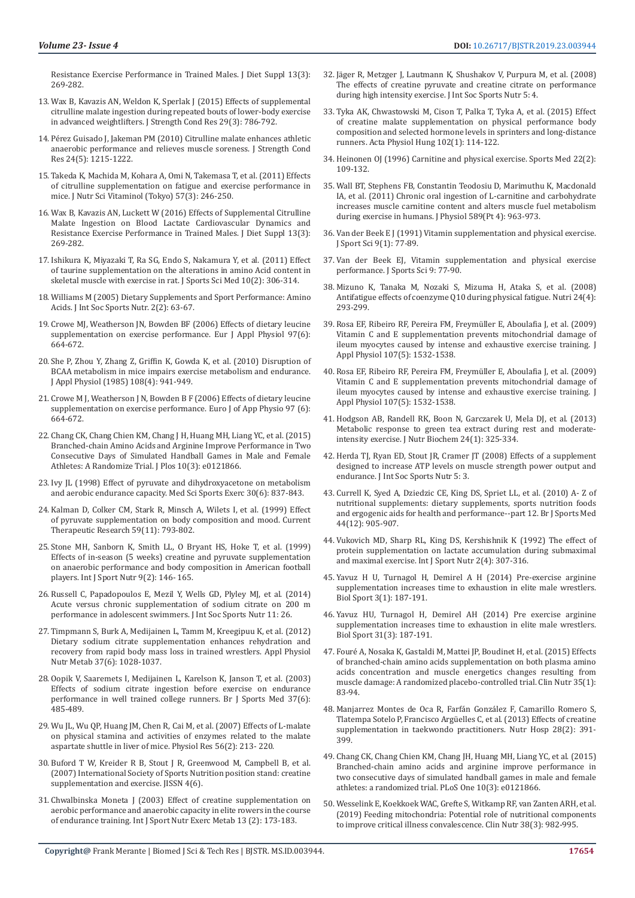Resistance Exercise Performance in Trained Males. J Diet Suppl 13(3): 269-282.

13. Wax B, Kavazis AN, Weldon K, Sperlak J (2015) Effects of supplemental citrulline malate ingestion during repeated bouts of lower-body exercise in advanced weightlifters. J Strength Cond Res 29(3): 786-792.
14. Pérez Guisado J, Jakeman PM (2010) Citrulline malate enhances athletic anaerobic performance and relieves muscle soreness. J Strength Cond Res 24(5): 1215-1222.
15. Takeda K, Machida M, Kohara A, Omi N, Takemasa T, et al. (2011) Effects of citrulline supplementation on fatigue and exercise performance in mice. J Nutr Sci Vitaminol (Tokyo) 57(3): 246-250.
16. Wax B, Kavazis AN, Luckett W (2016) Effects of Supplemental Citrulline Malate Ingestion on Blood Lactate Cardiovascular Dynamics and Resistance Exercise Performance in Trained Males. J Diet Suppl 13(3): 269-282.
17. Ishikura K, Miyazaki T, Ra SG, Endo S, Nakamura Y, et al. (2011) Effect of taurine supplementation on the alterations in amino Acid content in skeletal muscle with exercise in rat. J Sports Sci Med 10(2): 306-314.
18. Williams M (2005) Dietary Supplements and Sport Performance: Amino Acids. J Int Soc Sports Nutr. 2(2): 63-67.
19. Crowe MJ, Weatherson JN, Bowden BF (2006) Effects of dietary leucine supplementation on exercise performance. Eur J Appl Physiol 97(6): 664-672.
20. She P, Zhou Y, Zhang Z, Griffin K, Gowda K, et al. (2010) Disruption of BCAA metabolism in mice impairs exercise metabolism and endurance. J Appl Physiol (1985) 108(4): 941-949.
21. Crowe M J, Weatherson J N, Bowden B F (2006) Effects of dietary leucine supplementation on exercise performance. Euro J of App Physio 97 (6): 664-672.
22. Chang CK, Chang Chien KM, Chang J H, Huang MH, Liang YC, et al. (2015) Branched-chain Amino Acids and Arginine Improve Performance in Two Consecutive Days of Simulated Handball Games in Male and Female Athletes: A Randomize Trial. J Plos 10(3): e0121866.
23. Ivy JL (1998) Effect of pyruvate and dihydroxyacetone on metabolism and aerobic endurance capacity. Med Sci Sports Exerc 30(6): 837-843.
24. Kalman D, Colker CM, Stark R, Minsch A, Wilets I, et al. (1999) Effect of pyruvate supplementation on body composition and mood. Current Therapeutic Research 59(11): 793-802.
25. Stone MH, Sanborn K, Smith LL, O Bryant HS, Hoke T, et al. (1999) Effects of in-season (5 weeks) creatine and pyruvate supplementation on anaerobic performance and body composition in American football players. Int J Sport Nutr 9(2): 146- 165.
26. Russell C, Papadopoulos E, Mezil Y, Wells GD, Plyley MJ, et al. (2014) Acute versus chronic supplementation of sodium citrate on 200 m performance in adolescent swimmers. J Int Soc Sports Nutr 11: 26.
27. Timpmann S, Burk A, Medijainen L, Tamm M, Kreegipuu K, et al. (2012) Dietary sodium citrate supplementation enhances rehydration and recovery from rapid body mass loss in trained wrestlers. Appl Physiol Nutr Metab 37(6): 1028-1037.
28. Oopik V, Saaremets I, Medijainen L, Karelson K, Janson T, et al. (2003) Effects of sodium citrate ingestion before exercise on endurance performance in well trained college runners. Br J Sports Med 37(6): 485-489.
29. Wu JL, Wu QP, Huang JM, Chen R, Cai M, et al. (2007) Effects of L-malate on physical stamina and activities of enzymes related to the malate aspartate shuttle in liver of mice. Physiol Res 56(2): 213- 220.
30. Buford T W, Kreider R B, Stout J R, Greenwood M, Campbell B, et al. (2007) International Society of Sports Nutrition position stand: creatine supplementation and exercise. JISSN 4(6).
31. Chwalbinska Moneta J (2003) Effect of creatine supplementation on aerobic performance and anaerobic capacity in elite rowers in the course of endurance training. Int J Sport Nutr Exerc Metab 13 (2): 173-183.
32. Jäger R, Metzger J, Lautmann K, Shushakov V, Purpura M, et al. (2008) The effects of creatine pyruvate and creatine citrate on performance during high intensity exercise. J Int Soc Sports Nutr 5: 4.
33. Tyka AK, Chwastowski M, Cison T, Palka T, Tyka A, et al. (2015) Effect of creatine malate supplementation on physical performance body composition and selected hormone levels in sprinters and long-distance runners. Acta Physiol Hung 102(1): 114-122.
34. Heinonen OJ (1996) Carnitine and physical exercise. Sports Med 22(2): 109-132.
35. Wall BT, Stephens FB, Constantin Teodosiu D, Marimuthu K, Macdonald IA, et al. (2011) Chronic oral ingestion of L-carnitine and carbohydrate increases muscle carnitine content and alters muscle fuel metabolism during exercise in humans. J Physiol 589(Pt 4): 963-973.
36. Van der Beek E J (1991) Vitamin supplementation and physical exercise. J Sport Sci 9(1): 77-89.
37. Van der Beek EJ, Vitamin supplementation and physical exercise performance. J Sports Sci 9: 77-90.
38. Mizuno K, Tanaka M, Nozaki S, Mizuma H, Ataka S, et al. (2008) Antifatigue effects of coenzyme Q10 during physical fatigue. Nutri 24(4): 293-299.
39. Rosa EF, Ribeiro RF, Pereira FM, Freymüller E, Aboulafia J, et al. (2009) Vitamin C and E supplementation prevents mitochondrial damage of ileum myocytes caused by intense and exhaustive exercise training. J Appl Physiol 107(5): 1532-1538.
40. Rosa EF, Ribeiro RF, Pereira FM, Freymüller E, Aboulafia J, et al. (2009) Vitamin C and E supplementation prevents mitochondrial damage of ileum myocytes caused by intense and exhaustive exercise training. J Appl Physiol 107(5): 1532-1538.
41. Hodgson AB, Randell RK, Boon N, Garczarek U, Mela DJ, et al. (2013) Metabolic response to green tea extract during rest and moderate-intensity exercise. J Nutr Biochem 24(1): 325-334.
42. Herda TJ, Ryan ED, Stout JR, Cramer JT (2008) Effects of a supplement designed to increase ATP levels on muscle strength power output and endurance. J Int Soc Sports Nutr 5: 3.
43. Currell K, Syed A, Dziedzic CE, King DS, Spriet LL, et al. (2010) A- Z of nutritional supplements: dietary supplements, sports nutrition foods and ergogenic aids for health and performance--part 12. Br J Sports Med 44(12): 905-907.
44. Vukovich MD, Sharp RL, King DS, Kershishnik K (1992) The effect of protein supplementation on lactate accumulation during submaximal and maximal exercise. Int J Sport Nutr 2(4): 307-316.
45. Yavuz H U, Turnagol H, Demirel A H (2014) Pre-exercise arginine supplementation increases time to exhaustion in elite male wrestlers. Biol Sport 3(1): 187-191.
46. Yavuz HU, Turnagol H, Demirel AH (2014) Pre exercise arginine supplementation increases time to exhaustion in elite male wrestlers. Biol Sport 31(3): 187-191.
47. Fouré A, Nosaka K, Gastaldi M, Mattei JP, Boudinet H, et al. (2015) Effects of branched-chain amino acids supplementation on both plasma amino acids concentration and muscle energetics changes resulting from muscle damage: A randomized placebo-controlled trial. Clin Nutr 35(1): 83-94.
48. Manjarrez Montes de Oca R, Farfán González F, Camarillo Romero S, Tlatempa Sotelo P, Francisco Argüelles C, et al. (2013) Effects of creatine supplementation in taekwondo practitioners. Nutr Hosp 28(2): 391-399.
49. Chang CK, Chang Chien KM, Chang JH, Huang MH, Liang YC, et al. (2015) Branched-chain amino acids and arginine improve performance in two consecutive days of simulated handball games in male and female athletes: a randomized trial. PLoS One 10(3): e0121866.
50. Wesselink E, Koekkoek WAC, Grefte S, Witkamp RF, van Zanten ARH, et al. (2019) Feeding mitochondria: Potential role of nutritional components to improve critical illness convalescence. Clin Nutr 38(3): 982-995.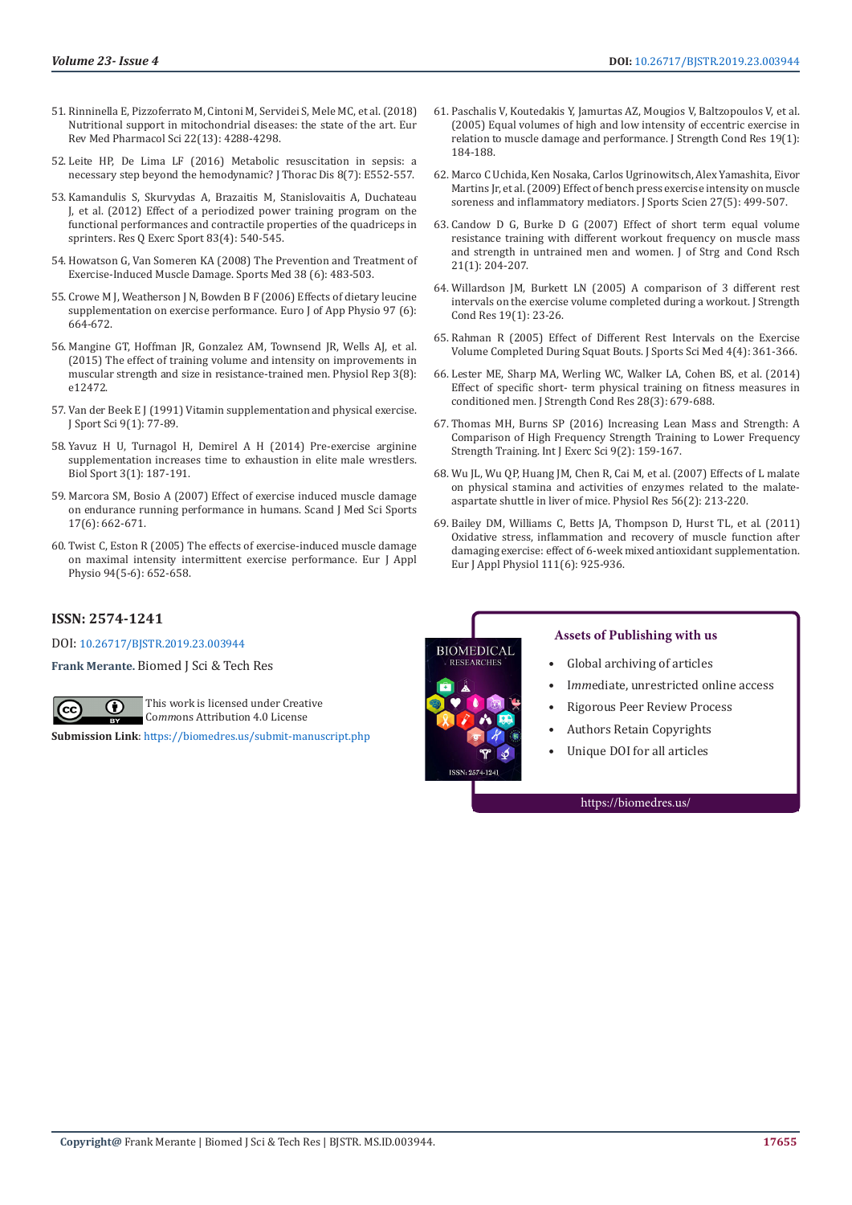51. Rinninella E, Pizzoferrato M, Cintoni M, Servidei S, Mele MC, et al. (2018) Nutritional support in mitochondrial diseases: the state of the art. Eur Rev Med Pharmacol Sci 22(13): 4288-4298.
52. Leite HP, De Lima LF (2016) Metabolic resuscitation in sepsis: a necessary step beyond the hemodynamic? J Thorac Dis 8(7): E552-557.
53. Kamandulis S, Skurvydas A, Brazaitis M, Stanislovaitis A, Duchateau J, et al. (2012) Effect of a periodized power training program on the functional performances and contractile properties of the quadriceps in sprinters. Res Q Exerc Sport 83(4): 540-545.
54. Howatson G, Van Someren KA (2008) The Prevention and Treatment of Exercise-Induced Muscle Damage. Sports Med 38 (6): 483-503.
55. Crowe M J, Weatherson J N, Bowden B F (2006) Effects of dietary leucine supplementation on exercise performance. Euro J of App Physio 97 (6): 664-672.
56. Mangine GT, Hoffman JR, Gonzalez AM, Townsend JR, Wells AJ, et al. (2015) The effect of training volume and intensity on improvements in muscular strength and size in resistance-trained men. Physiol Rep 3(8): e12472.
57. Van der Beek E J (1991) Vitamin supplementation and physical exercise. J Sport Sci 9(1): 77-89.
58. Yavuz H U, Turnagol H, Demirel A H (2014) Pre-exercise arginine supplementation increases time to exhaustion in elite male wrestlers. Biol Sport 3(1): 187-191.
59. Marcora SM, Bosio A (2007) Effect of exercise induced muscle damage on endurance running performance in humans. Scand J Med Sci Sports 17(6): 662-671.
60. Twist C, Eston R (2005) The effects of exercise-induced muscle damage on maximal intensity intermittent exercise performance. Eur J Appl Physio 94(5-6): 652-658.
61. Paschalis V, Koutedakis Y, Jamurtas AZ, Mougios V, Baltzopoulos V, et al. (2005) Equal volumes of high and low intensity of eccentric exercise in relation to muscle damage and performance. J Strength Cond Res 19(1): 184-188.
62. Marco C Uchida, Ken Nosaka, Carlos Ugrinowitsch, Alex Yamashita, Eivor Martins Jr, et al. (2009) Effect of bench press exercise intensity on muscle soreness and inflammatory mediators. J Sports Scien 27(5): 499-507.
63. Candow D G, Burke D G (2007) Effect of short term equal volume resistance training with different workout frequency on muscle mass and strength in untrained men and women. J of Strg and Cond Rsch 21(1): 204-207.
64. Willardson JM, Burkett LN (2005) A comparison of 3 different rest intervals on the exercise volume completed during a workout. J Strength Cond Res 19(1): 23-26.
65. Rahman R (2005) Effect of Different Rest Intervals on the Exercise Volume Completed During Squat Bouts. J Sports Sci Med 4(4): 361-366.
66. Lester ME, Sharp MA, Werling WC, Walker LA, Cohen BS, et al. (2014) Effect of specific short- term physical training on fitness measures in conditioned men. J Strength Cond Res 28(3): 679-688.
67. Thomas MH, Burns SP (2016) Increasing Lean Mass and Strength: A Comparison of High Frequency Strength Training to Lower Frequency Strength Training. Int J Exerc Sci 9(2): 159-167.
68. Wu JL, Wu QP, Huang JM, Chen R, Cai M, et al. (2007) Effects of L malate on physical stamina and activities of enzymes related to the malate-aspartate shuttle in liver of mice. Physiol Res 56(2): 213-220.
69. Bailey DM, Williams C, Betts JA, Thompson D, Hurst TL, et al. (2011) Oxidative stress, inflammation and recovery of muscle function after damaging exercise: effect of 6-week mixed antioxidant supplementation. Eur J Appl Physiol 111(6): 925-936.

**ISSN: 2574-1241**

DOI: 10.26717/BJSTR.2019.23.003944

**Frank Merante.** Biomed J Sci & Tech Res

This work is licensed under Creative Commons Attribution 4.0 License

**Submission Link**: https://biomedres.us/submit-manuscript.php

**Assets of Publishing with us**

- Global archiving of articles
- Immediate, unrestricted online access
- Rigorous Peer Review Process
- Authors Retain Copyrights
- Unique DOI for all articles

https://biomedres.us/